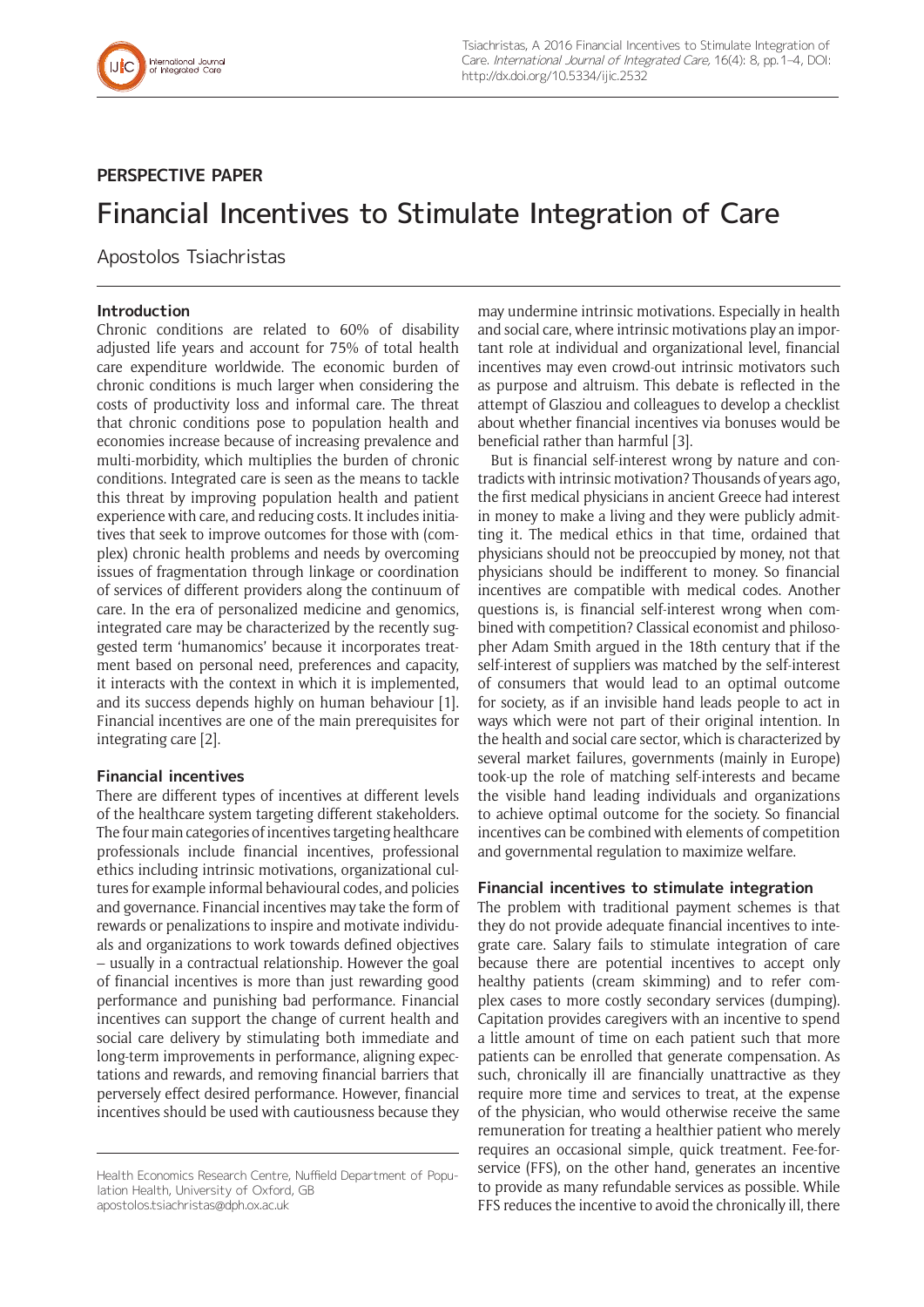PERSPECTIVE PAPER

# Financial Incentives to Stimulate Integration of Care

Apostolos Tsiachristas

## Introduction

Chronic conditions are related to 60% of disability adjusted life years and account for 75% of total health care expenditure worldwide. The economic burden of chronic conditions is much larger when considering the costs of productivity loss and informal care. The threat that chronic conditions pose to population health and economies increase because of increasing prevalence and multi-morbidity, which multiplies the burden of chronic conditions. Integrated care is seen as the means to tackle this threat by improving population health and patient experience with care, and reducing costs. It includes initiatives that seek to improve outcomes for those with (complex) chronic health problems and needs by overcoming issues of fragmentation through linkage or coordination of services of different providers along the continuum of care. In the era of personalized medicine and genomics, integrated care may be characterized by the recently suggested term 'humanomics' because it incorporates treatment based on personal need, preferences and capacity, it interacts with the context in which it is implemented, and its success depends highly on human behaviour [1]. Financial incentives are one of the main prerequisites for integrating care [2].

## Financial incentives

There are different types of incentives at different levels of the healthcare system targeting different stakeholders. The four main categories of incentives targeting healthcare professionals include financial incentives, professional ethics including intrinsic motivations, organizational cultures for example informal behavioural codes, and policies and governance. Financial incentives may take the form of rewards or penalizations to inspire and motivate individuals and organizations to work towards defined objectives – usually in a contractual relationship. However the goal of financial incentives is more than just rewarding good performance and punishing bad performance. Financial incentives can support the change of current health and social care delivery by stimulating both immediate and long-term improvements in performance, aligning expectations and rewards, and removing financial barriers that perversely effect desired performance. However, financial incentives should be used with cautiousness because they may undermine intrinsic motivations. Especially in health and social care, where intrinsic motivations play an important role at individual and organizational level, financial incentives may even crowd-out intrinsic motivators such as purpose and altruism. This debate is reflected in the attempt of Glasziou and colleagues to develop a checklist about whether financial incentives via bonuses would be beneficial rather than harmful [3].

But is financial self-interest wrong by nature and contradicts with intrinsic motivation? Thousands of years ago, the first medical physicians in ancient Greece had interest in money to make a living and they were publicly admitting it. The medical ethics in that time, ordained that physicians should not be preoccupied by money, not that physicians should be indifferent to money. So financial incentives are compatible with medical codes. Another questions is, is financial self-interest wrong when combined with competition? Classical economist and philosopher Adam Smith argued in the 18th century that if the self-interest of suppliers was matched by the self-interest of consumers that would lead to an optimal outcome for society, as if an invisible hand leads people to act in ways which were not part of their original intention. In the health and social care sector, which is characterized by several market failures, governments (mainly in Europe) took-up the role of matching self-interests and became the visible hand leading individuals and organizations to achieve optimal outcome for the society. So financial incentives can be combined with elements of competition and governmental regulation to maximize welfare.

## Financial incentives to stimulate integration

The problem with traditional payment schemes is that they do not provide adequate financial incentives to integrate care. Salary fails to stimulate integration of care because there are potential incentives to accept only healthy patients (cream skimming) and to refer complex cases to more costly secondary services (dumping). Capitation provides caregivers with an incentive to spend a little amount of time on each patient such that more patients can be enrolled that generate compensation. As such, chronically ill are financially unattractive as they require more time and services to treat, at the expense of the physician, who would otherwise receive the same remuneration for treating a healthier patient who merely requires an occasional simple, quick treatment. Fee-for-service (FFS), on the other hand, generates an incentive to provide as many refundable services as possible. While FFS reduces the incentive to avoid the chronically ill, there

Health Economics Research Centre, Nuffield Department of Population Health, University of Oxford, GB
apostolos.tsiachristas@dph.ox.ac.uk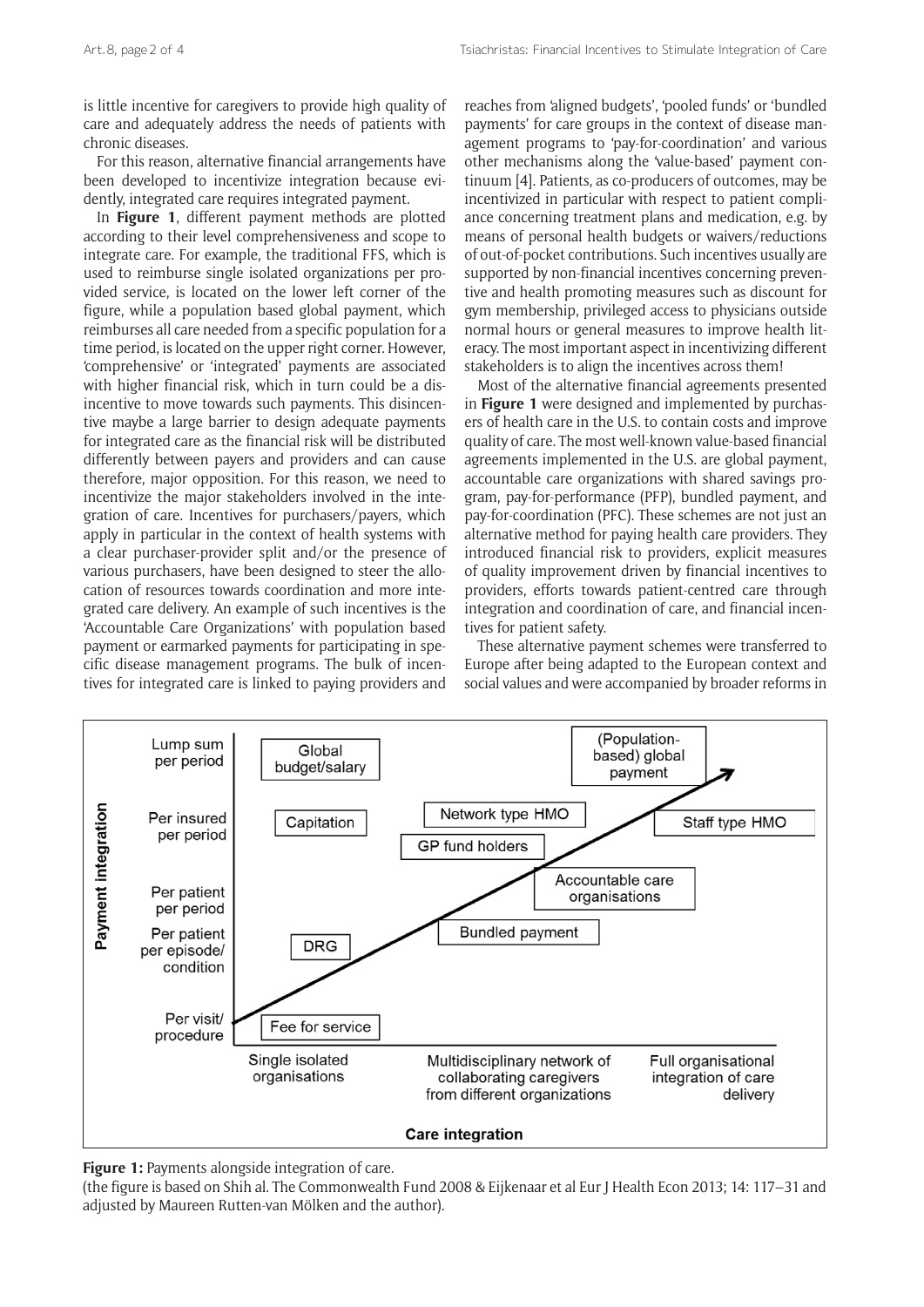is little incentive for caregivers to provide high quality of care and adequately address the needs of patients with chronic diseases.

For this reason, alternative financial arrangements have been developed to incentivize integration because evidently, integrated care requires integrated payment.

In **Figure 1**, different payment methods are plotted according to their level comprehensiveness and scope to integrate care. For example, the traditional FFS, which is used to reimburse single isolated organizations per provided service, is located on the lower left corner of the figure, while a population based global payment, which reimburses all care needed from a specific population for a time period, is located on the upper right corner. However, 'comprehensive' or 'integrated' payments are associated with higher financial risk, which in turn could be a disincentive to move towards such payments. This disincentive maybe a large barrier to design adequate payments for integrated care as the financial risk will be distributed differently between payers and providers and can cause therefore, major opposition. For this reason, we need to incentivize the major stakeholders involved in the integration of care. Incentives for purchasers/payers, which apply in particular in the context of health systems with a clear purchaser-provider split and/or the presence of various purchasers, have been designed to steer the allocation of resources towards coordination and more integrated care delivery. An example of such incentives is the 'Accountable Care Organizations' with population based payment or earmarked payments for participating in specific disease management programs. The bulk of incentives for integrated care is linked to paying providers and reaches from 'aligned budgets', 'pooled funds' or 'bundled payments' for care groups in the context of disease management programs to 'pay-for-coordination' and various other mechanisms along the 'value-based' payment continuum [4]. Patients, as co-producers of outcomes, may be incentivized in particular with respect to patient compliance concerning treatment plans and medication, e.g. by means of personal health budgets or waivers/reductions of out-of-pocket contributions. Such incentives usually are supported by non-financial incentives concerning preventive and health promoting measures such as discount for gym membership, privileged access to physicians outside normal hours or general measures to improve health literacy. The most important aspect in incentivizing different stakeholders is to align the incentives across them!

Most of the alternative financial agreements presented in **Figure 1** were designed and implemented by purchasers of health care in the U.S. to contain costs and improve quality of care. The most well-known value-based financial agreements implemented in the U.S. are global payment, accountable care organizations with shared savings program, pay-for-performance (PFP), bundled payment, and pay-for-coordination (PFC). These schemes are not just an alternative method for paying health care providers. They introduced financial risk to providers, explicit measures of quality improvement driven by financial incentives to providers, efforts towards patient-centred care through integration and coordination of care, and financial incentives for patient safety.

These alternative payment schemes were transferred to Europe after being adapted to the European context and social values and were accompanied by broader reforms in

**Figure 1:** Payments alongside integration of care.
(the figure is based on Shih al. The Commonwealth Fund 2008 & Eijkenaar et al Eur J Health Econ 2013; 14: 117–31 and adjusted by Maureen Rutten-van Mölken and the author).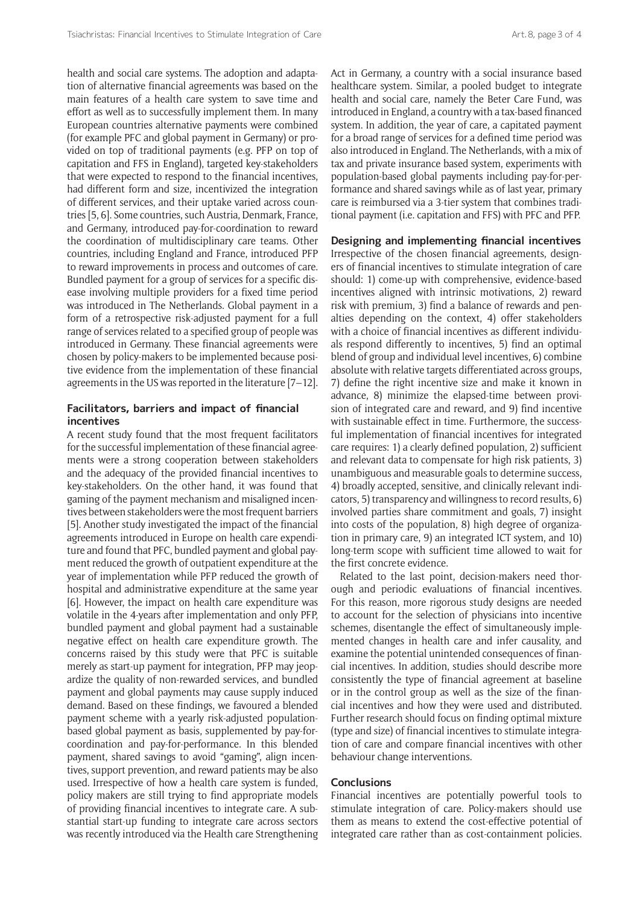health and social care systems. The adoption and adaptation of alternative financial agreements was based on the main features of a health care system to save time and effort as well as to successfully implement them. In many European countries alternative payments were combined (for example PFC and global payment in Germany) or provided on top of traditional payments (e.g. PFP on top of capitation and FFS in England), targeted key-stakeholders that were expected to respond to the financial incentives, had different form and size, incentivized the integration of different services, and their uptake varied across countries [5, 6]. Some countries, such Austria, Denmark, France, and Germany, introduced pay-for-coordination to reward the coordination of multidisciplinary care teams. Other countries, including England and France, introduced PFP to reward improvements in process and outcomes of care. Bundled payment for a group of services for a specific disease involving multiple providers for a fixed time period was introduced in The Netherlands. Global payment in a form of a retrospective risk-adjusted payment for a full range of services related to a specified group of people was introduced in Germany. These financial agreements were chosen by policy-makers to be implemented because positive evidence from the implementation of these financial agreements in the US was reported in the literature [7–12].

### Facilitators, barriers and impact of financial incentives

A recent study found that the most frequent facilitators for the successful implementation of these financial agreements were a strong cooperation between stakeholders and the adequacy of the provided financial incentives to key-stakeholders. On the other hand, it was found that gaming of the payment mechanism and misaligned incentives between stakeholders were the most frequent barriers [5]. Another study investigated the impact of the financial agreements introduced in Europe on health care expenditure and found that PFC, bundled payment and global payment reduced the growth of outpatient expenditure at the year of implementation while PFP reduced the growth of hospital and administrative expenditure at the same year [6]. However, the impact on health care expenditure was volatile in the 4-years after implementation and only PFP, bundled payment and global payment had a sustainable negative effect on health care expenditure growth. The concerns raised by this study were that PFC is suitable merely as start-up payment for integration, PFP may jeopardize the quality of non-rewarded services, and bundled payment and global payments may cause supply induced demand. Based on these findings, we favoured a blended payment scheme with a yearly risk-adjusted population-based global payment as basis, supplemented by pay-for-coordination and pay-for-performance. In this blended payment, shared savings to avoid "gaming", align incentives, support prevention, and reward patients may be also used. Irrespective of how a health care system is funded, policy makers are still trying to find appropriate models of providing financial incentives to integrate care. A substantial start-up funding to integrate care across sectors was recently introduced via the Health care Strengthening Act in Germany, a country with a social insurance based healthcare system. Similar, a pooled budget to integrate health and social care, namely the Beter Care Fund, was introduced in England, a country with a tax-based financed system. In addition, the year of care, a capitated payment for a broad range of services for a defined time period was also introduced in England. The Netherlands, with a mix of tax and private insurance based system, experiments with population-based global payments including pay-for-performance and shared savings while as of last year, primary care is reimbursed via a 3-tier system that combines traditional payment (i.e. capitation and FFS) with PFC and PFP.

### Designing and implementing financial incentives

Irrespective of the chosen financial agreements, designers of financial incentives to stimulate integration of care should: 1) come-up with comprehensive, evidence-based incentives aligned with intrinsic motivations, 2) reward risk with premium, 3) find a balance of rewards and penalties depending on the context, 4) offer stakeholders with a choice of financial incentives as different individuals respond differently to incentives, 5) find an optimal blend of group and individual level incentives, 6) combine absolute with relative targets differentiated across groups, 7) define the right incentive size and make it known in advance, 8) minimize the elapsed-time between provision of integrated care and reward, and 9) find incentive with sustainable effect in time. Furthermore, the successful implementation of financial incentives for integrated care requires: 1) a clearly defined population, 2) sufficient and relevant data to compensate for high risk patients, 3) unambiguous and measurable goals to determine success, 4) broadly accepted, sensitive, and clinically relevant indicators, 5) transparency and willingness to record results, 6) involved parties share commitment and goals, 7) insight into costs of the population, 8) high degree of organization in primary care, 9) an integrated ICT system, and 10) long-term scope with sufficient time allowed to wait for the first concrete evidence.

Related to the last point, decision-makers need thorough and periodic evaluations of financial incentives. For this reason, more rigorous study designs are needed to account for the selection of physicians into incentive schemes, disentangle the effect of simultaneously implemented changes in health care and infer causality, and examine the potential unintended consequences of financial incentives. In addition, studies should describe more consistently the type of financial agreement at baseline or in the control group as well as the size of the financial incentives and how they were used and distributed. Further research should focus on finding optimal mixture (type and size) of financial incentives to stimulate integration of care and compare financial incentives with other behaviour change interventions.

### Conclusions

Financial incentives are potentially powerful tools to stimulate integration of care. Policy-makers should use them as means to extend the cost-effective potential of integrated care rather than as cost-containment policies.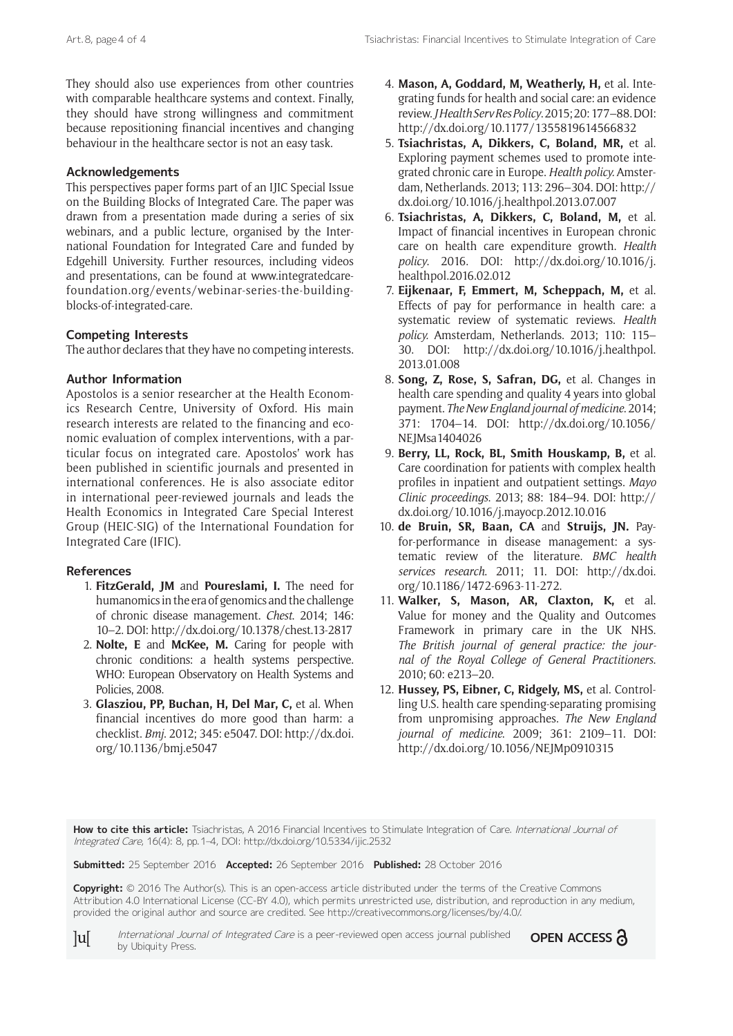They should also use experiences from other countries with comparable healthcare systems and context. Finally, they should have strong willingness and commitment because repositioning financial incentives and changing behaviour in the healthcare sector is not an easy task.

### Acknowledgements

This perspectives paper forms part of an IJIC Special Issue on the Building Blocks of Integrated Care. The paper was drawn from a presentation made during a series of six webinars, and a public lecture, organised by the International Foundation for Integrated Care and funded by Edgehill University. Further resources, including videos and presentations, can be found at www.integratedcarefoundation.org/events/webinar-series-the-building-blocks-of-integrated-care.

### Competing Interests

The author declares that they have no competing interests.

### Author Information

Apostolos is a senior researcher at the Health Economics Research Centre, University of Oxford. His main research interests are related to the financing and economic evaluation of complex interventions, with a particular focus on integrated care. Apostolos' work has been published in scientific journals and presented in international conferences. He is also associate editor in international peer-reviewed journals and leads the Health Economics in Integrated Care Special Interest Group (HEIC-SIG) of the International Foundation for Integrated Care (IFIC).

### References

1. **FitzGerald, JM** and **Poureslami, I.** The need for humanomics in the era of genomics and the challenge of chronic disease management. *Chest*. 2014; 146: 10–2. DOI: http://dx.doi.org/10.1378/chest.13-2817
2. **Nolte, E** and **McKee, M.** Caring for people with chronic conditions: a health systems perspective. WHO: European Observatory on Health Systems and Policies, 2008.
3. **Glasziou, PP, Buchan, H, Del Mar, C,** et al. When financial incentives do more good than harm: a checklist. *Bmj*. 2012; 345: e5047. DOI: http://dx.doi.org/10.1136/bmj.e5047
4. **Mason, A, Goddard, M, Weatherly, H,** et al. Integrating funds for health and social care: an evidence review. *J Health Serv Res Policy*. 2015; 20: 177–88. DOI: http://dx.doi.org/10.1177/1355819614566832
5. **Tsiachristas, A, Dikkers, C, Boland, MR,** et al. Exploring payment schemes used to promote integrated chronic care in Europe. *Health policy*. Amsterdam, Netherlands. 2013; 113: 296–304. DOI: http://dx.doi.org/10.1016/j.healthpol.2013.07.007
6. **Tsiachristas, A, Dikkers, C, Boland, MR,** et al. Impact of financial incentives in European chronic care on health care expenditure growth. *Health policy*. 2016. DOI: http://dx.doi.org/10.1016/j.healthpol.2016.02.012
7. **Eijkenaar, F, Emmert, M, Scheppach, M,** et al. Effects of pay for performance in health care: a systematic review of systematic reviews. *Health policy*. Amsterdam, Netherlands. 2013; 110: 115–30. DOI: http://dx.doi.org/10.1016/j.healthpol.2013.01.008
8. **Song, Z, Rose, S, Safran, DG,** et al. Changes in health care spending and quality 4 years into global payment. *The New England journal of medicine*. 2014; 371: 1704–14. DOI: http://dx.doi.org/10.1056/NEJMsa1404026
9. **Berry, LL, Rock, BL, Smith Houskamp, B,** et al. Care coordination for patients with complex health profiles in inpatient and outpatient settings. *Mayo Clinic proceedings*. 2013; 88: 184–94. DOI: http://dx.doi.org/10.1016/j.mayocp.2012.10.016
10. **de Bruin, SR, Baan, CA** and **Struijs, JN.** Pay-for-performance in disease management: a systematic review of the literature. *BMC health services research*. 2011; 11. DOI: http://dx.doi.org/10.1186/1472-6963-11-272.
11. **Walker, S, Mason, AR, Claxton, K,** et al. Value for money and the Quality and Outcomes Framework in primary care in the UK NHS. *The British journal of general practice: the journal of the Royal College of General Practitioners*. 2010; 60: e213–20.
12. **Hussey, PS, Eibner, C, Ridgely, MS,** et al. Controlling U.S. health care spending-separating promising from unpromising approaches. *The New England journal of medicine*. 2009; 361: 2109–11. DOI: http://dx.doi.org/10.1056/NEJMp0910315

**How to cite this article:** Tsiachristas, A 2016 Financial Incentives to Stimulate Integration of Care. *International Journal of Integrated Care*, 16(4): 8, pp. 1–4, DOI: http://dx.doi.org/10.5334/ijic.2532

**Submitted:** 25 September 2016 **Accepted:** 26 September 2016 **Published:** 28 October 2016

**Copyright:** © 2016 The Author(s). This is an open-access article distributed under the terms of the Creative Commons Attribution 4.0 International License (CC-BY 4.0), which permits unrestricted use, distribution, and reproduction in any medium, provided the original author and source are credited. See http://creativecommons.org/licenses/by/4.0/.

*International Journal of Integrated Care* is a peer-reviewed open access journal published by Ubiquity Press.

**OPEN ACCESS**